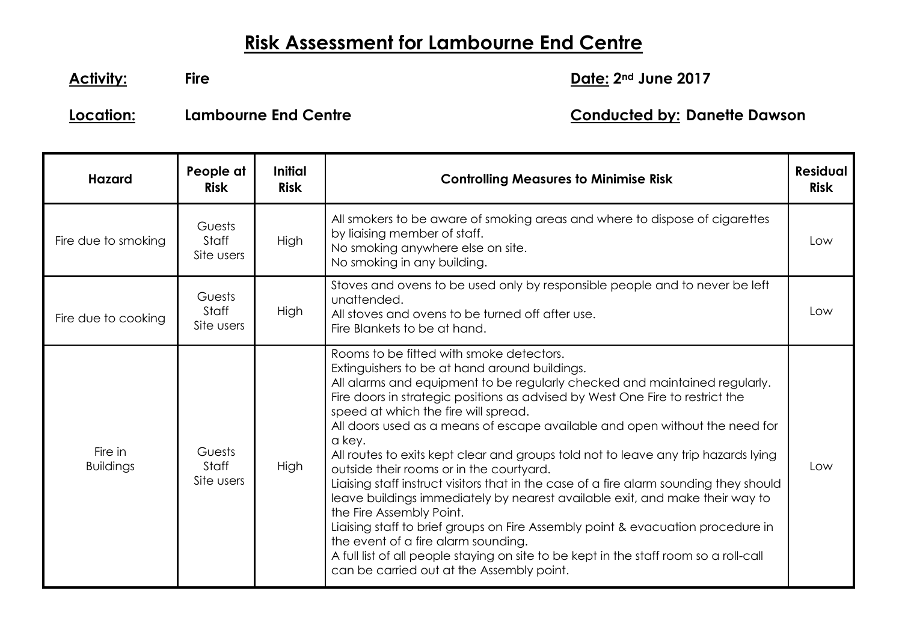# Risk Assessment for Lambourne End Centre

**Activity:** **Fire** **Date:** **2nd June 2017**

**Location:** **Lambourne End Centre** **Conducted by:** **Danette Dawson**

| Hazard | People at Risk | Initial Risk | Controlling Measures to Minimise Risk | Residual Risk |
|---|---|---|---|---|
| Fire due to smoking | Guests<br>Staff<br>Site users | High | All smokers to be aware of smoking areas and where to dispose of cigarettes by liaising member of staff.<br>No smoking anywhere else on site.<br>No smoking in any building. | Low |
| Fire due to cooking | Guests<br>Staff<br>Site users | High | Stoves and ovens to be used only by responsible people and to never be left unattended.<br>All stoves and ovens to be turned off after use.<br>Fire Blankets to be at hand. | Low |
| Fire in Buildings | Guests<br>Staff<br>Site users | High | Rooms to be fitted with smoke detectors.<br>Extinguishers to be at hand around buildings.<br>All alarms and equipment to be regularly checked and maintained regularly.<br>Fire doors in strategic positions as advised by West One Fire to restrict the speed at which the fire will spread.<br>All doors used as a means of escape available and open without the need for a key.<br>All routes to exits kept clear and groups told not to leave any trip hazards lying outside their rooms or in the courtyard.<br>Liaising staff instruct visitors that in the case of a fire alarm sounding they should leave buildings immediately by nearest available exit, and make their way to the Fire Assembly Point.<br>Liaising staff to brief groups on Fire Assembly point & evacuation procedure in the event of a fire alarm sounding.<br>A full list of all people staying on site to be kept in the staff room so a roll-call can be carried out at the Assembly point. | Low |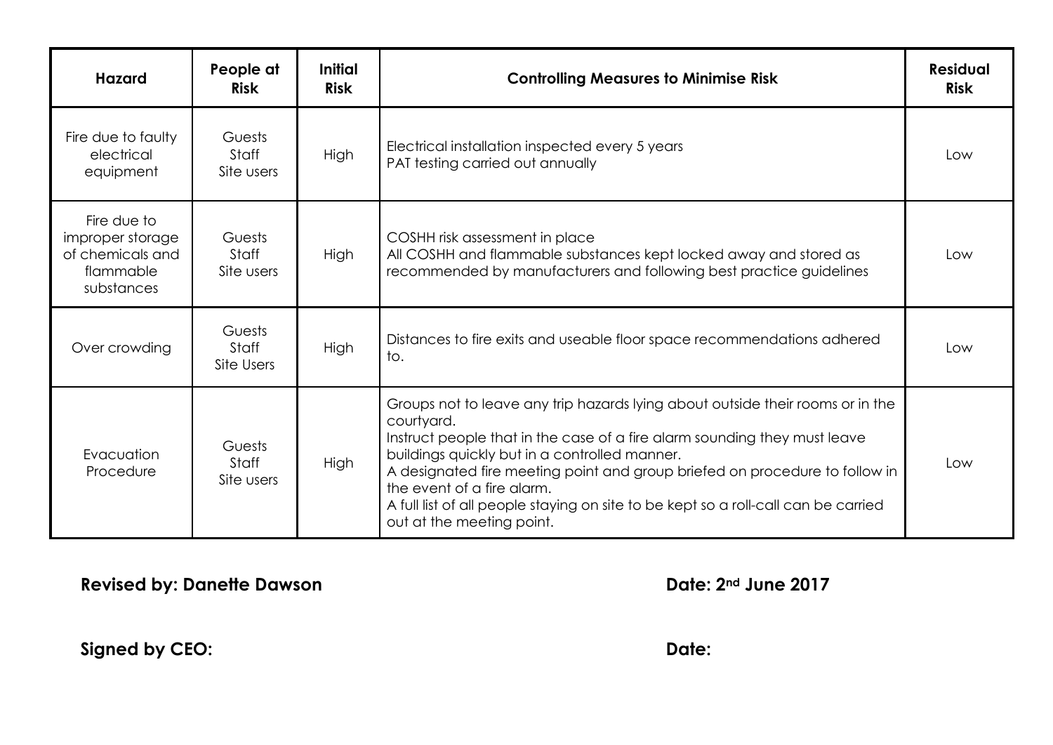| Hazard | People at Risk | Initial Risk | Controlling Measures to Minimise Risk | Residual Risk |
|---|---|---|---|---|
| Fire due to faulty electrical equipment | Guests<br>Staff<br>Site users | High | Electrical installation inspected every 5 years<br>PAT testing carried out annually | Low |
| Fire due to improper storage of chemicals and flammable substances | Guests<br>Staff<br>Site users | High | COSHH risk assessment in place<br>All COSHH and flammable substances kept locked away and stored as recommended by manufacturers and following best practice guidelines | Low |
| Over crowding | Guests<br>Staff<br>Site Users | High | Distances to fire exits and useable floor space recommendations adhered to. | Low |
| Evacuation Procedure | Guests<br>Staff<br>Site users | High | Groups not to leave any trip hazards lying about outside their rooms or in the courtyard.<br>Instruct people that in the case of a fire alarm sounding they must leave buildings quickly but in a controlled manner.<br>A designated fire meeting point and group briefed on procedure to follow in the event of a fire alarm.<br>A full list of all people staying on site to be kept so a roll-call can be carried out at the meeting point. | Low |

**Revised by: Danette Dawson** **Date: 2nd June 2017**

**Signed by CEO:** **Date:**